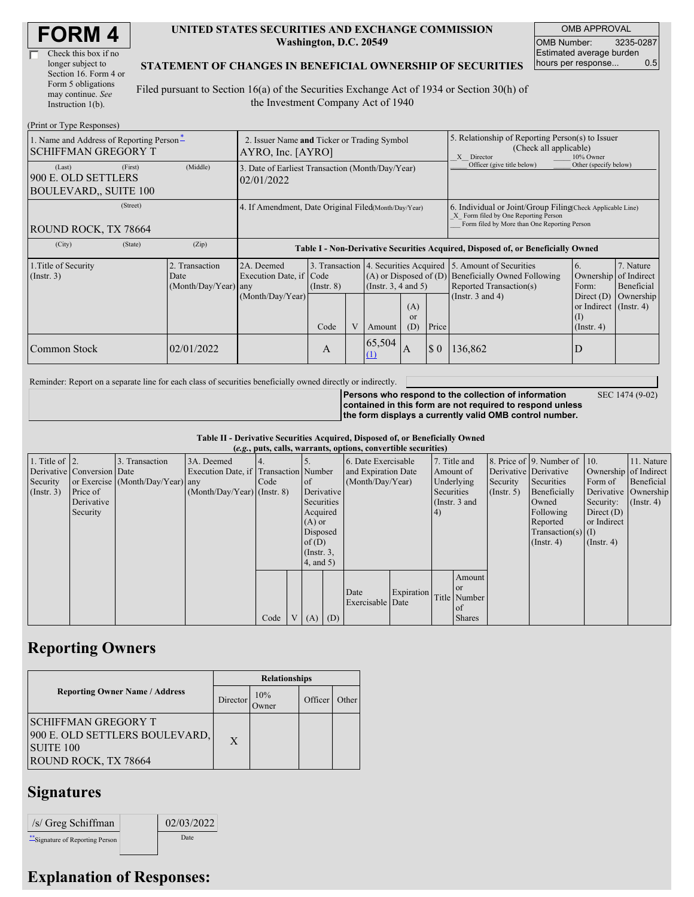# FORM 4

☐ Check this box if no longer subject to Section 16. Form 4 or Form 5 obligations may continue. *See* Instruction 1(b).

**UNITED STATES SECURITIES AND EXCHANGE COMMISSION**
**Washington, D.C. 20549**

**STATEMENT OF CHANGES IN BENEFICIAL OWNERSHIP OF SECURITIES**

Filed pursuant to Section 16(a) of the Securities Exchange Act of 1934 or Section 30(h) of the Investment Company Act of 1940

| OMB APPROVAL | |
|---|---|
| OMB Number: | 3235-0287 |
| Estimated average burden hours per response... | 0.5 |

(Print or Type Responses)

| 1. Name and Address of Reporting Person* | 2. Issuer Name and Ticker or Trading Symbol | 5. Relationship of Reporting Person(s) to Issuer (Check all applicable) |
|---|---|---|
| SCHIFFMAN GREGORY T | AYRO, Inc. [AYRO] | _X_ Director ___ 10% Owner ___ Officer (give title below) ___ Other (specify below) |
| (Last) (First) (Middle) 900 E. OLD SETTLERS BOULEVARD,, SUITE 100 | 3. Date of Earliest Transaction (Month/Day/Year) 02/01/2022 | |
| (Street) ROUND ROCK, TX 78664 | 4. If Amendment, Date Original Filed(Month/Day/Year) | 6. Individual or Joint/Group Filing(Check Applicable Line) _X_ Form filed by One Reporting Person ___ Form filed by More than One Reporting Person |
| (City) (State) (Zip) | | |

**Table I - Non-Derivative Securities Acquired, Disposed of, or Beneficially Owned**

| 1.Title of Security (Instr. 3) | 2. Transaction Date (Month/Day/Year) | 2A. Deemed Execution Date, if any (Month/Day/Year) | 3. Transaction Code (Instr. 8) | | 4. Securities Acquired (A) or Disposed of (D) (Instr. 3, 4 and 5) | | | 5. Amount of Securities Beneficially Owned Following Reported Transaction(s) (Instr. 3 and 4) | 6. Ownership Form: Direct (D) or Indirect (I) (Instr. 4) | 7. Nature of Indirect Beneficial Ownership (Instr. 4) |
|---|---|---|---|---|---|---|---|---|---|---|
| | | | Code | V | Amount | (A) or (D) | Price | | | |
| Common Stock | 02/01/2022 | | A | | 65,504 (1) | A | $ 0 | 136,862 | D | |

Reminder: Report on a separate line for each class of securities beneficially owned directly or indirectly.

**Persons who respond to the collection of information contained in this form are not required to respond unless the form displays a currently valid OMB control number.** SEC 1474 (9-02)

**Table II - Derivative Securities Acquired, Disposed of, or Beneficially Owned**
**(*e.g.*, puts, calls, warrants, options, convertible securities)**

| 1. Title of Derivative Security (Instr. 3) | 2. Conversion or Exercise Price of Derivative Security | 3. Transaction Date (Month/Day/Year) | 3A. Deemed Execution Date, if any (Month/Day/Year) | 4. Transaction Code (Instr. 8) | | 5. Number of Derivative Securities Acquired (A) or Disposed of (D) (Instr. 3, 4, and 5) | | 6. Date Exercisable and Expiration Date (Month/Day/Year) | | 7. Title and Amount of Underlying Securities (Instr. 3 and 4) | | 8. Price of Derivative Security (Instr. 5) | 9. Number of Derivative Securities Beneficially Owned Following Reported Transaction(s) (Instr. 4) | 10. Ownership Form of Derivative Security: Direct (D) or Indirect (I) (Instr. 4) | 11. Nature of Indirect Beneficial Ownership (Instr. 4) |
|---|---|---|---|---|---|---|---|---|---|---|---|---|---|---|---|
| | | | | Code | V | (A) | (D) | Date Exercisable | Expiration Date | Title | Amount or Number of Shares | | | | |

## Reporting Owners

| Reporting Owner Name / Address | Relationships | | | |
|---|---|---|---|---|
| | Director | 10% Owner | Officer | Other |
| SCHIFFMAN GREGORY T 900 E. OLD SETTLERS BOULEVARD, SUITE 100 ROUND ROCK, TX 78664 | X | | | |

## Signatures

| /s/ Greg Schiffman | 02/03/2022 |
|---|---|
| **Signature of Reporting Person | Date |

## Explanation of Responses: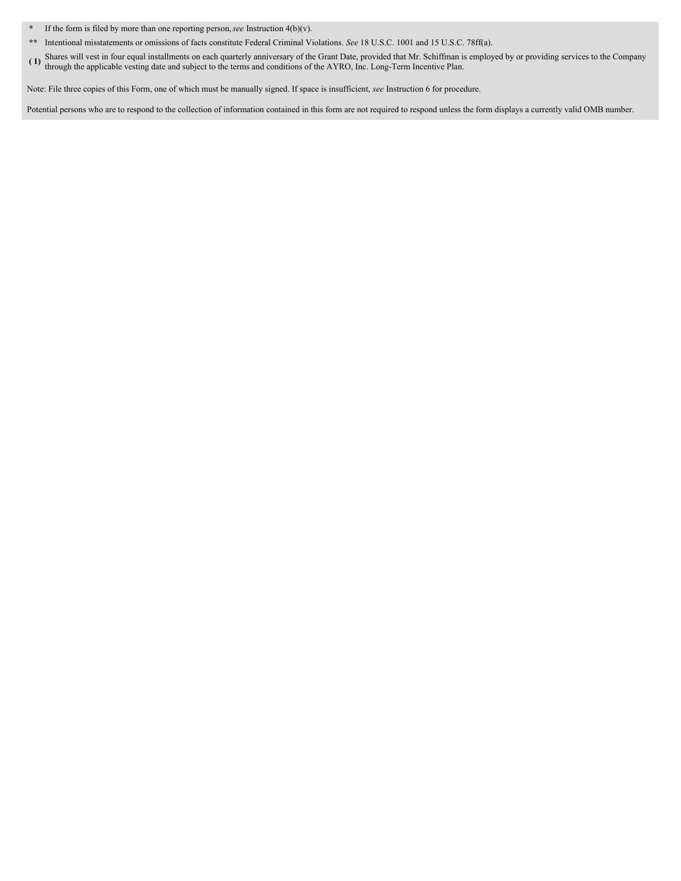* If the form is filed by more than one reporting person, *see* Instruction 4(b)(v).

** Intentional misstatements or omissions of facts constitute Federal Criminal Violations. *See* 18 U.S.C. 1001 and 15 U.S.C. 78ff(a).

( 1) Shares will vest in four equal installments on each quarterly anniversary of the Grant Date, provided that Mr. Schiffman is employed by or providing services to the Company through the applicable vesting date and subject to the terms and conditions of the AYRO, Inc. Long-Term Incentive Plan.

Note: File three copies of this Form, one of which must be manually signed. If space is insufficient, *see* Instruction 6 for procedure.

Potential persons who are to respond to the collection of information contained in this form are not required to respond unless the form displays a currently valid OMB number.